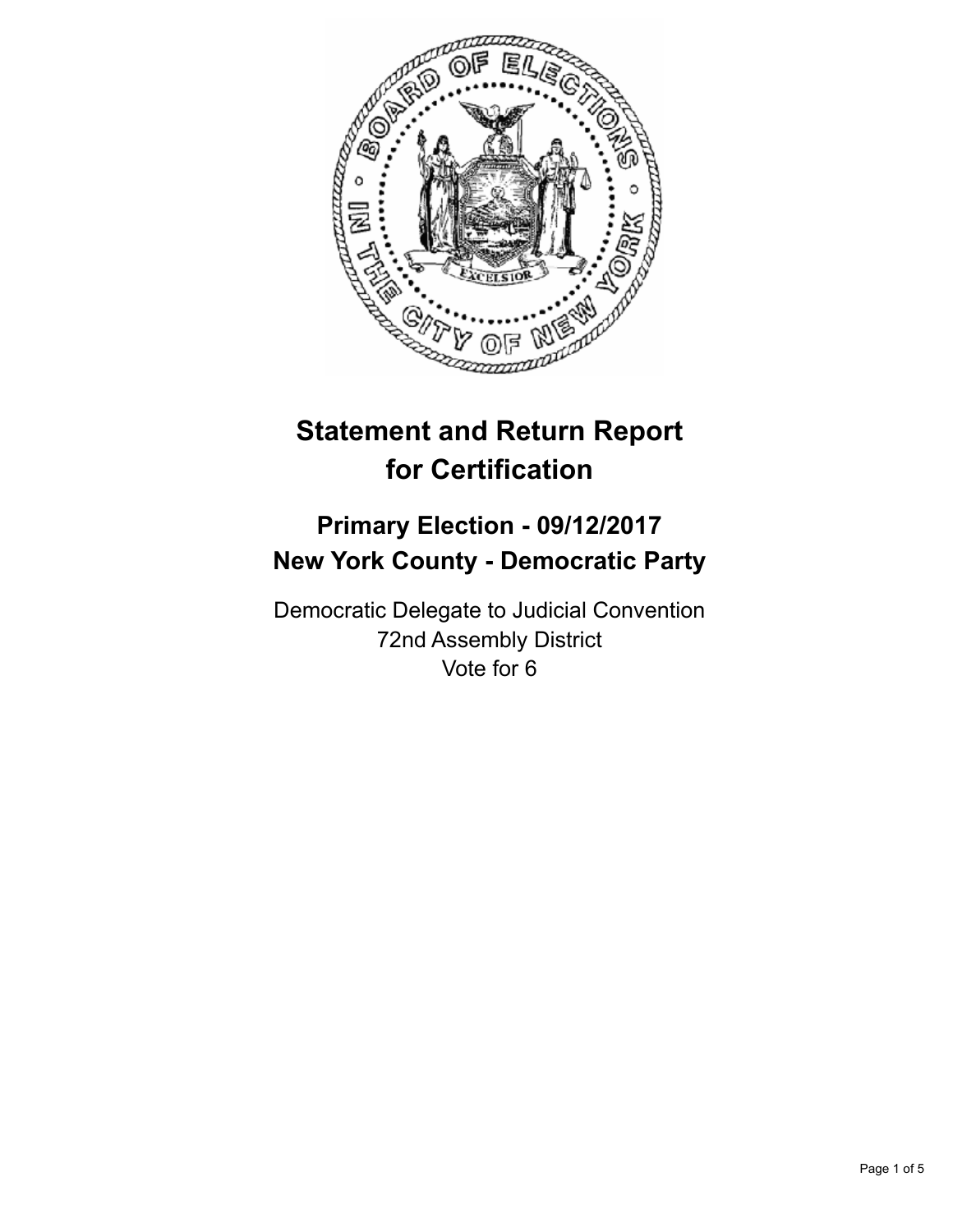# Statement and Return Report for Certification

## Primary Election - 09/12/2017
## New York County - Democratic Party

Democratic Delegate to Judicial Convention
72nd Assembly District
Vote for 6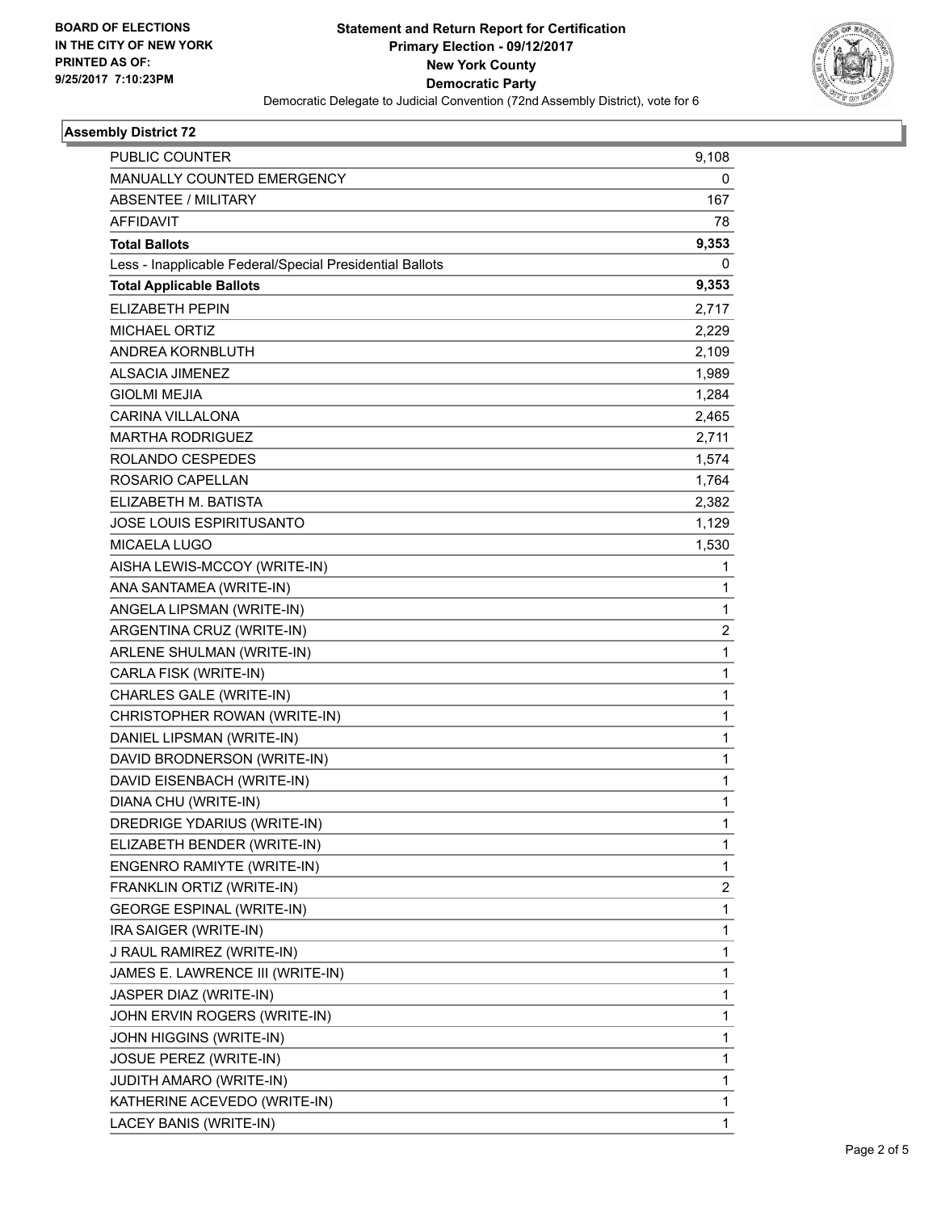BOARD OF ELECTIONS
IN THE CITY OF NEW YORK
PRINTED AS OF:
9/25/2017 7:10:23PM

# Statement and Return Report for Certification
## Primary Election - 09/12/2017
## New York County
## Democratic Party
Democratic Delegate to Judicial Convention (72nd Assembly District), vote for 6

### Assembly District 72

| | |
|---|---|
| PUBLIC COUNTER | 9,108 |
| MANUALLY COUNTED EMERGENCY | 0 |
| ABSENTEE / MILITARY | 167 |
| AFFIDAVIT | 78 |
| **Total Ballots** | **9,353** |
| Less - Inapplicable Federal/Special Presidential Ballots | 0 |
| **Total Applicable Ballots** | **9,353** |
| ELIZABETH PEPIN | 2,717 |
| MICHAEL ORTIZ | 2,229 |
| ANDREA KORNBLUTH | 2,109 |
| ALSACIA JIMENEZ | 1,989 |
| GIOLMI MEJIA | 1,284 |
| CARINA VILLALONA | 2,465 |
| MARTHA RODRIGUEZ | 2,711 |
| ROLANDO CESPEDES | 1,574 |
| ROSARIO CAPELLAN | 1,764 |
| ELIZABETH M. BATISTA | 2,382 |
| JOSE LOUIS ESPIRITUSANTO | 1,129 |
| MICAELA LUGO | 1,530 |
| AISHA LEWIS-MCCOY (WRITE-IN) | 1 |
| ANA SANTAMEA (WRITE-IN) | 1 |
| ANGELA LIPSMAN (WRITE-IN) | 1 |
| ARGENTINA CRUZ (WRITE-IN) | 2 |
| ARLENE SHULMAN (WRITE-IN) | 1 |
| CARLA FISK (WRITE-IN) | 1 |
| CHARLES GALE (WRITE-IN) | 1 |
| CHRISTOPHER ROWAN (WRITE-IN) | 1 |
| DANIEL LIPSMAN (WRITE-IN) | 1 |
| DAVID BRODNERSON (WRITE-IN) | 1 |
| DAVID EISENBACH (WRITE-IN) | 1 |
| DIANA CHU (WRITE-IN) | 1 |
| DREDRIGE YDARIUS (WRITE-IN) | 1 |
| ELIZABETH BENDER (WRITE-IN) | 1 |
| ENGENRO RAMIYTE (WRITE-IN) | 1 |
| FRANKLIN ORTIZ (WRITE-IN) | 2 |
| GEORGE ESPINAL (WRITE-IN) | 1 |
| IRA SAIGER (WRITE-IN) | 1 |
| J RAUL RAMIREZ (WRITE-IN) | 1 |
| JAMES E. LAWRENCE III (WRITE-IN) | 1 |
| JASPER DIAZ (WRITE-IN) | 1 |
| JOHN ERVIN ROGERS (WRITE-IN) | 1 |
| JOHN HIGGINS (WRITE-IN) | 1 |
| JOSUE PEREZ (WRITE-IN) | 1 |
| JUDITH AMARO (WRITE-IN) | 1 |
| KATHERINE ACEVEDO (WRITE-IN) | 1 |
| LACEY BANIS (WRITE-IN) | 1 |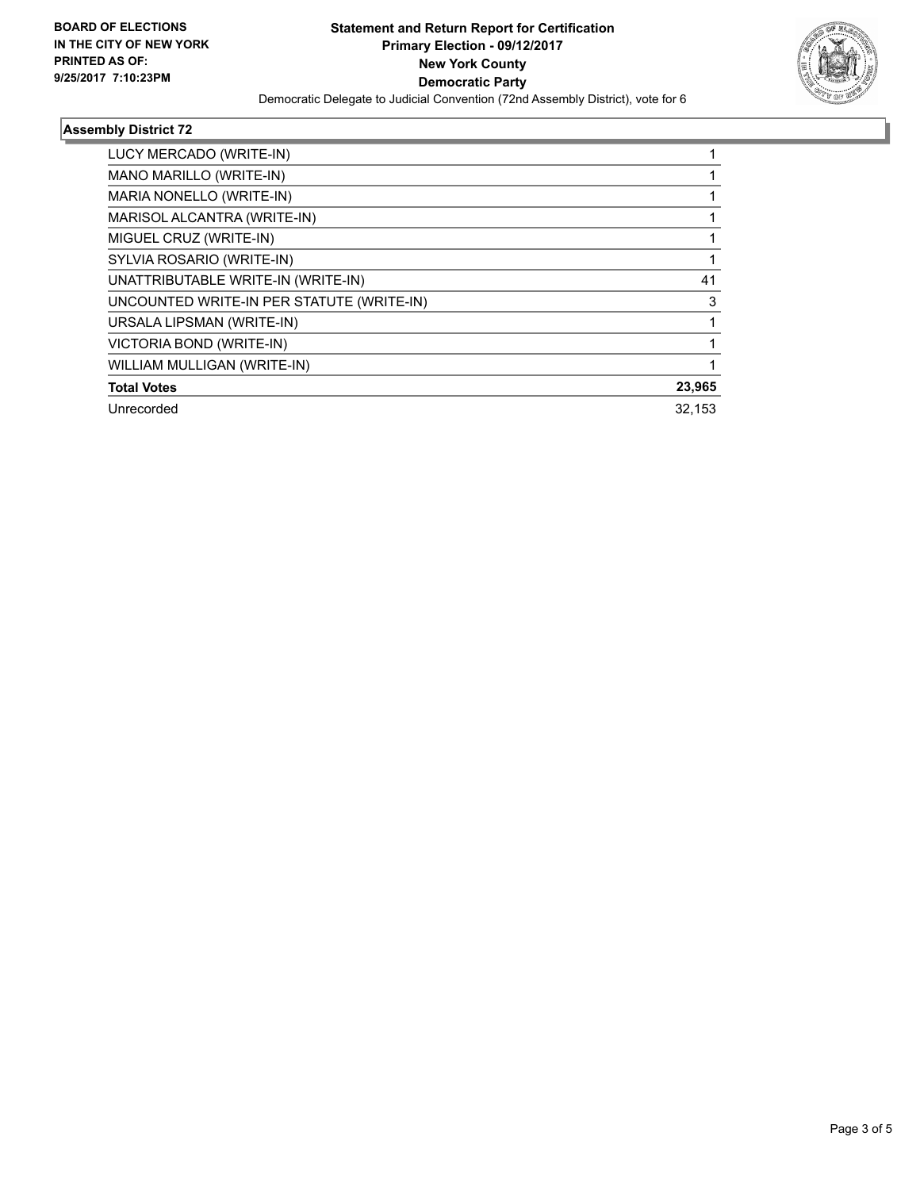**BOARD OF ELECTIONS IN THE CITY OF NEW YORK PRINTED AS OF: 9/25/2017 7:10:23PM**

**Statement and Return Report for Certification**
**Primary Election - 09/12/2017**
**New York County**
**Democratic Party**
Democratic Delegate to Judicial Convention (72nd Assembly District), vote for 6

### Assembly District 72

| | |
|---|---|
| LUCY MERCADO (WRITE-IN) | 1 |
| MANO MARILLO (WRITE-IN) | 1 |
| MARIA NONELLO (WRITE-IN) | 1 |
| MARISOL ALCANTRA (WRITE-IN) | 1 |
| MIGUEL CRUZ (WRITE-IN) | 1 |
| SYLVIA ROSARIO (WRITE-IN) | 1 |
| UNATTRIBUTABLE WRITE-IN (WRITE-IN) | 41 |
| UNCOUNTED WRITE-IN PER STATUTE (WRITE-IN) | 3 |
| URSALA LIPSMAN (WRITE-IN) | 1 |
| VICTORIA BOND (WRITE-IN) | 1 |
| WILLIAM MULLIGAN (WRITE-IN) | 1 |
| **Total Votes** | **23,965** |
| Unrecorded | 32,153 |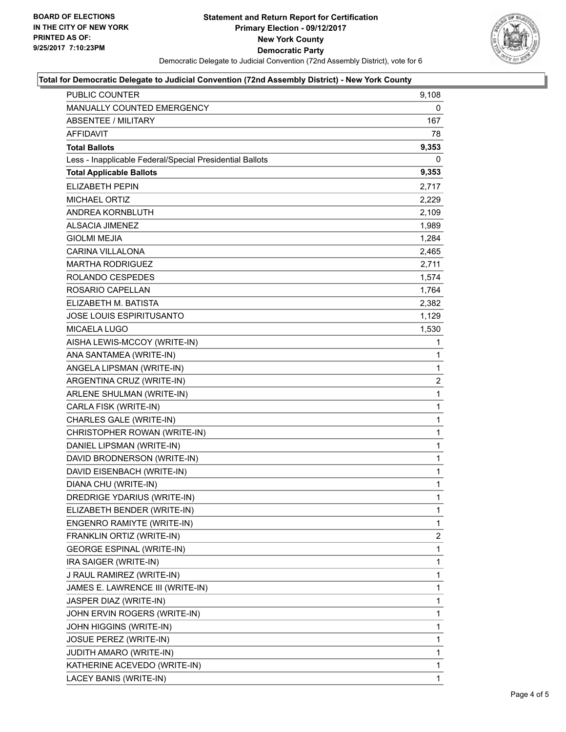BOARD OF ELECTIONS
IN THE CITY OF NEW YORK
PRINTED AS OF:
9/25/2017 7:10:23PM

# Statement and Return Report for Certification
## Primary Election - 09/12/2017
## New York County
## Democratic Party

Democratic Delegate to Judicial Convention (72nd Assembly District), vote for 6

### Total for Democratic Delegate to Judicial Convention (72nd Assembly District) - New York County

| | |
|---|---|
| PUBLIC COUNTER | 9,108 |
| MANUALLY COUNTED EMERGENCY | 0 |
| ABSENTEE / MILITARY | 167 |
| AFFIDAVIT | 78 |
| **Total Ballots** | **9,353** |
| Less - Inapplicable Federal/Special Presidential Ballots | 0 |
| **Total Applicable Ballots** | **9,353** |
| ELIZABETH PEPIN | 2,717 |
| MICHAEL ORTIZ | 2,229 |
| ANDREA KORNBLUTH | 2,109 |
| ALSACIA JIMENEZ | 1,989 |
| GIOLMI MEJIA | 1,284 |
| CARINA VILLALONA | 2,465 |
| MARTHA RODRIGUEZ | 2,711 |
| ROLANDO CESPEDES | 1,574 |
| ROSARIO CAPELLAN | 1,764 |
| ELIZABETH M. BATISTA | 2,382 |
| JOSE LOUIS ESPIRITUSANTO | 1,129 |
| MICAELA LUGO | 1,530 |
| AISHA LEWIS-MCCOY (WRITE-IN) | 1 |
| ANA SANTAMEA (WRITE-IN) | 1 |
| ANGELA LIPSMAN (WRITE-IN) | 1 |
| ARGENTINA CRUZ (WRITE-IN) | 2 |
| ARLENE SHULMAN (WRITE-IN) | 1 |
| CARLA FISK (WRITE-IN) | 1 |
| CHARLES GALE (WRITE-IN) | 1 |
| CHRISTOPHER ROWAN (WRITE-IN) | 1 |
| DANIEL LIPSMAN (WRITE-IN) | 1 |
| DAVID BRODNERSON (WRITE-IN) | 1 |
| DAVID EISENBACH (WRITE-IN) | 1 |
| DIANA CHU (WRITE-IN) | 1 |
| DREDRIGE YDARIUS (WRITE-IN) | 1 |
| ELIZABETH BENDER (WRITE-IN) | 1 |
| ENGENRO RAMIYTE (WRITE-IN) | 1 |
| FRANKLIN ORTIZ (WRITE-IN) | 2 |
| GEORGE ESPINAL (WRITE-IN) | 1 |
| IRA SAIGER (WRITE-IN) | 1 |
| J RAUL RAMIREZ (WRITE-IN) | 1 |
| JAMES E. LAWRENCE III (WRITE-IN) | 1 |
| JASPER DIAZ (WRITE-IN) | 1 |
| JOHN ERVIN ROGERS (WRITE-IN) | 1 |
| JOHN HIGGINS (WRITE-IN) | 1 |
| JOSUE PEREZ (WRITE-IN) | 1 |
| JUDITH AMARO (WRITE-IN) | 1 |
| KATHERINE ACEVEDO (WRITE-IN) | 1 |
| LACEY BANIS (WRITE-IN) | 1 |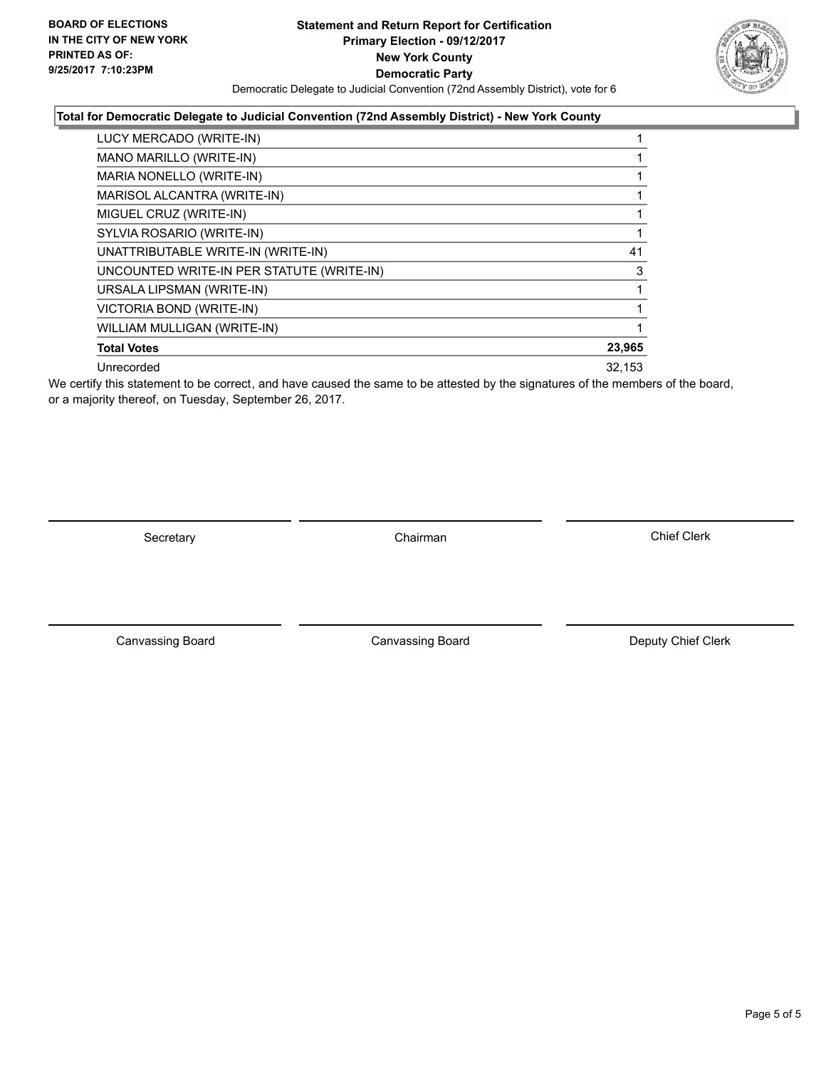**BOARD OF ELECTIONS IN THE CITY OF NEW YORK PRINTED AS OF: 9/25/2017 7:10:23PM**

**Statement and Return Report for Certification**
**Primary Election - 09/12/2017**
**New York County**
**Democratic Party**

Democratic Delegate to Judicial Convention (72nd Assembly District), vote for 6

**Total for Democratic Delegate to Judicial Convention (72nd Assembly District) - New York County**

| | |
|---|---|
| LUCY MERCADO (WRITE-IN) | 1 |
| MANO MARILLO (WRITE-IN) | 1 |
| MARIA NONELLO (WRITE-IN) | 1 |
| MARISOL ALCANTRA (WRITE-IN) | 1 |
| MIGUEL CRUZ (WRITE-IN) | 1 |
| SYLVIA ROSARIO (WRITE-IN) | 1 |
| UNATTRIBUTABLE WRITE-IN (WRITE-IN) | 41 |
| UNCOUNTED WRITE-IN PER STATUTE (WRITE-IN) | 3 |
| URSALA LIPSMAN (WRITE-IN) | 1 |
| VICTORIA BOND (WRITE-IN) | 1 |
| WILLIAM MULLIGAN (WRITE-IN) | 1 |
| **Total Votes** | **23,965** |
| Unrecorded | 32,153 |

We certify this statement to be correct, and have caused the same to be attested by the signatures of the members of the board, or a majority thereof, on Tuesday, September 26, 2017.

Secretary

Chairman

Chief Clerk

Canvassing Board

Canvassing Board

Deputy Chief Clerk